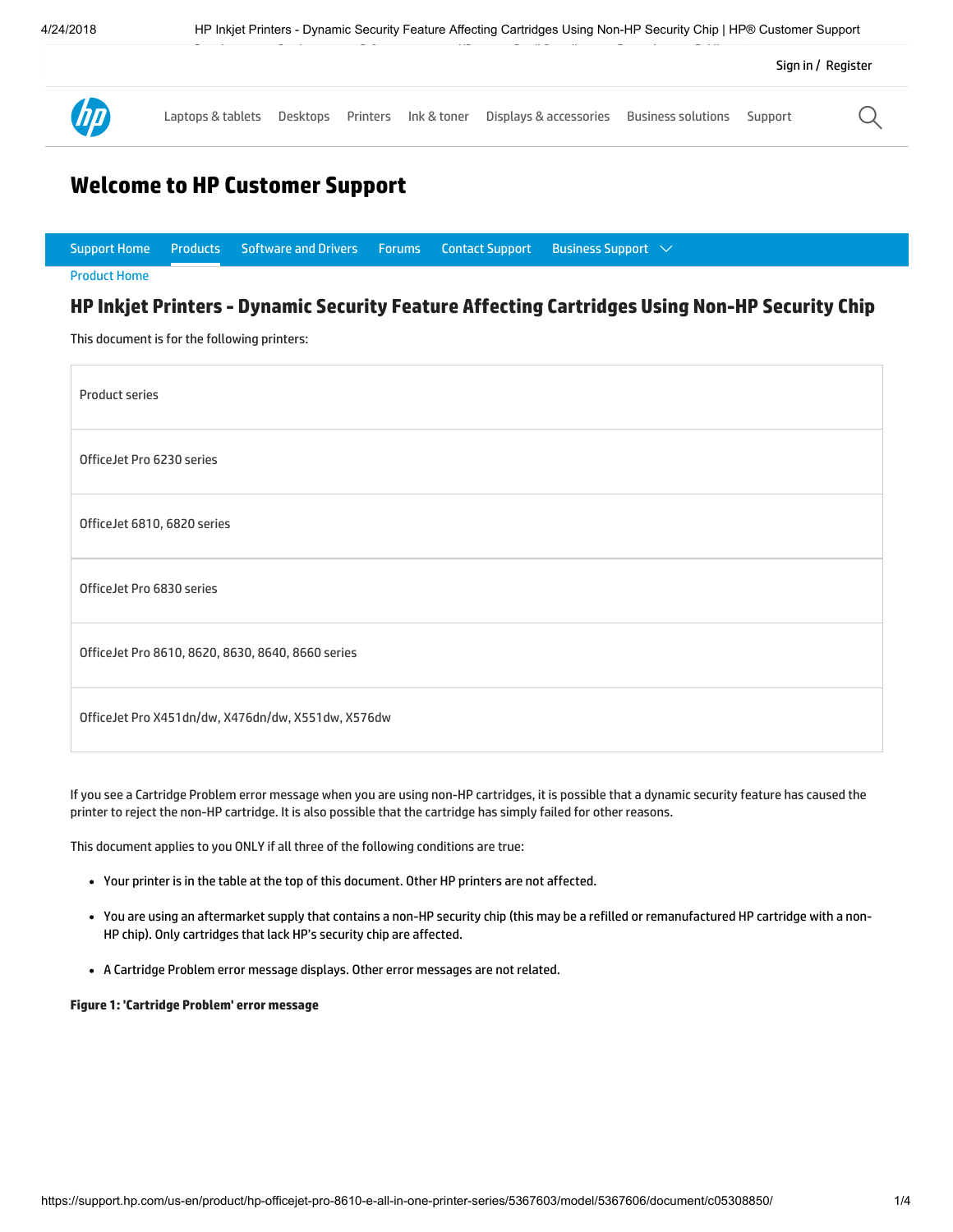Sign in / Register

Laptops & tablets   Desktops   Printers   Ink & toner   Displays & accessories   Business solutions   Support

# Welcome to HP Customer Support

Support Home   Products   Software and Drivers   Forums   Contact Support   Business Support

Product Home

## HP Inkjet Printers - Dynamic Security Feature Affecting Cartridges Using Non-HP Security Chip

This document is for the following printers:

| Product series |
|---|
| OfficeJet Pro 6230 series |
| OfficeJet 6810, 6820 series |
| OfficeJet Pro 6830 series |
| OfficeJet Pro 8610, 8620, 8630, 8640, 8660 series |
| OfficeJet Pro X451dn/dw, X476dn/dw, X551dw, X576dw |

If you see a Cartridge Problem error message when you are using non-HP cartridges, it is possible that a dynamic security feature has caused the printer to reject the non-HP cartridge. It is also possible that the cartridge has simply failed for other reasons.

This document applies to you ONLY if all three of the following conditions are true:

- Your printer is in the table at the top of this document. Other HP printers are not affected.
- You are using an aftermarket supply that contains a non-HP security chip (this may be a refilled or remanufactured HP cartridge with a non-HP chip). Only cartridges that lack HP's security chip are affected.
- A Cartridge Problem error message displays. Other error messages are not related.

**Figure 1: 'Cartridge Problem' error message**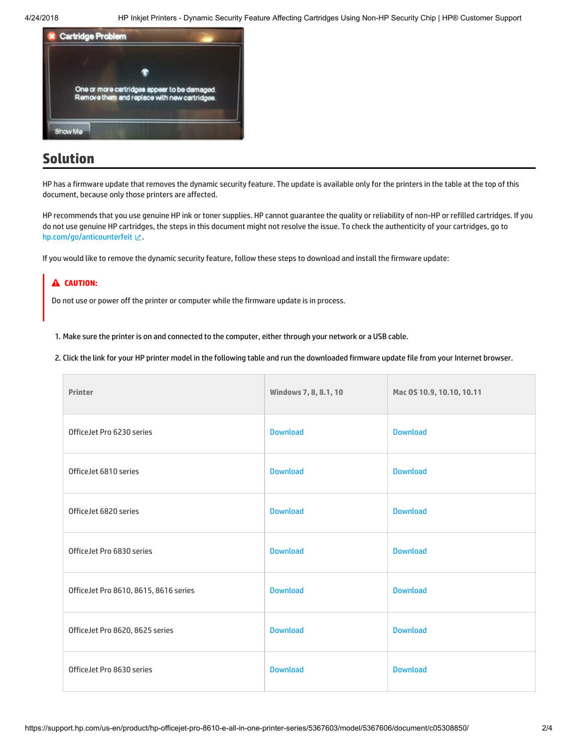## Solution

HP has a firmware update that removes the dynamic security feature. The update is available only for the printers in the table at the top of this document, because only those printers are affected.

HP recommends that you use genuine HP ink or toner supplies. HP cannot guarantee the quality or reliability of non-HP or refilled cartridges. If you do not use genuine HP cartridges, the steps in this document might not resolve the issue. To check the authenticity of your cartridges, go to hp.com/go/anticounterfeit.

If you would like to remove the dynamic security feature, follow these steps to download and install the firmware update:

**CAUTION:**

Do not use or power off the printer or computer while the firmware update is in process.

1. Make sure the printer is on and connected to the computer, either through your network or a USB cable.
2. Click the link for your HP printer model in the following table and run the downloaded firmware update file from your Internet browser.

| Printer | Windows 7, 8, 8.1, 10 | Mac OS 10.9, 10.10, 10.11 |
|---|---|---|
| OfficeJet Pro 6230 series | Download | Download |
| OfficeJet 6810 series | Download | Download |
| OfficeJet 6820 series | Download | Download |
| OfficeJet Pro 6830 series | Download | Download |
| OfficeJet Pro 8610, 8615, 8616 series | Download | Download |
| OfficeJet Pro 8620, 8625 series | Download | Download |
| OfficeJet Pro 8630 series | Download | Download |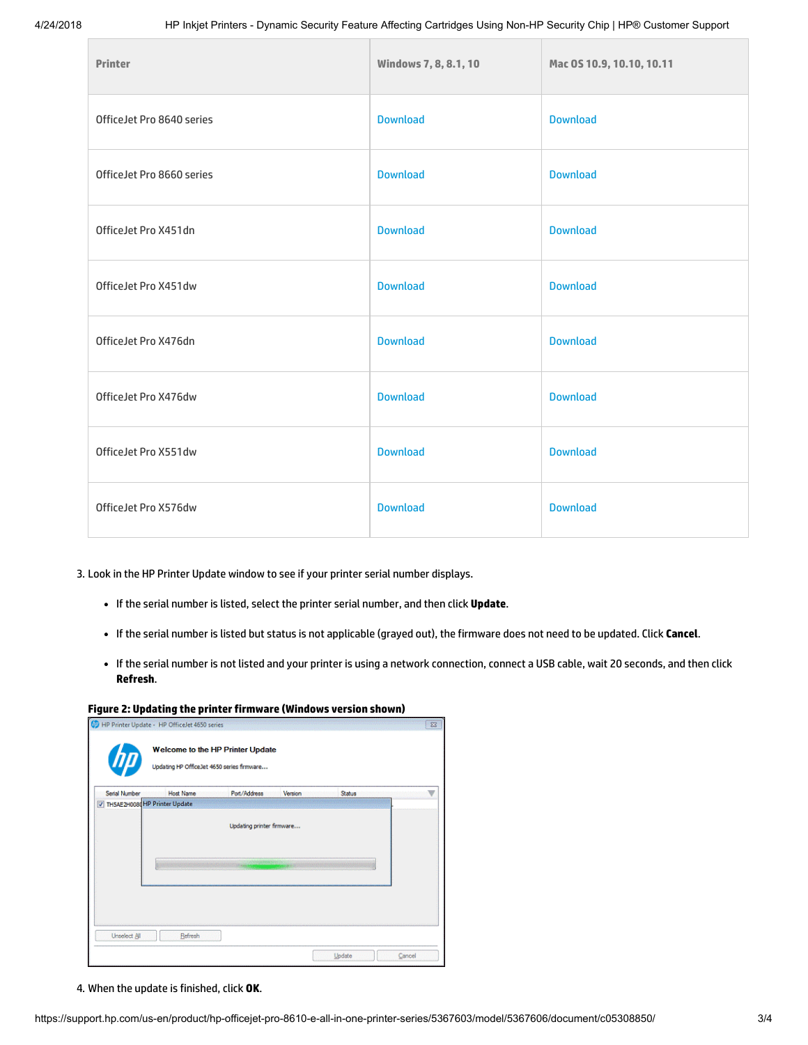| Printer | Windows 7, 8, 8.1, 10 | Mac OS 10.9, 10.10, 10.11 |
|---|---|---|
| OfficeJet Pro 8640 series | Download | Download |
| OfficeJet Pro 8660 series | Download | Download |
| OfficeJet Pro X451dn | Download | Download |
| OfficeJet Pro X451dw | Download | Download |
| OfficeJet Pro X476dn | Download | Download |
| OfficeJet Pro X476dw | Download | Download |
| OfficeJet Pro X551dw | Download | Download |
| OfficeJet Pro X576dw | Download | Download |

3. Look in the HP Printer Update window to see if your printer serial number displays.

   - If the serial number is listed, select the printer serial number, and then click **Update**.
   - If the serial number is listed but status is not applicable (grayed out), the firmware does not need to be updated. Click **Cancel**.
   - If the serial number is not listed and your printer is using a network connection, connect a USB cable, wait 20 seconds, and then click **Refresh**.

**Figure 2: Updating the printer firmware (Windows version shown)**

4. When the update is finished, click **OK**.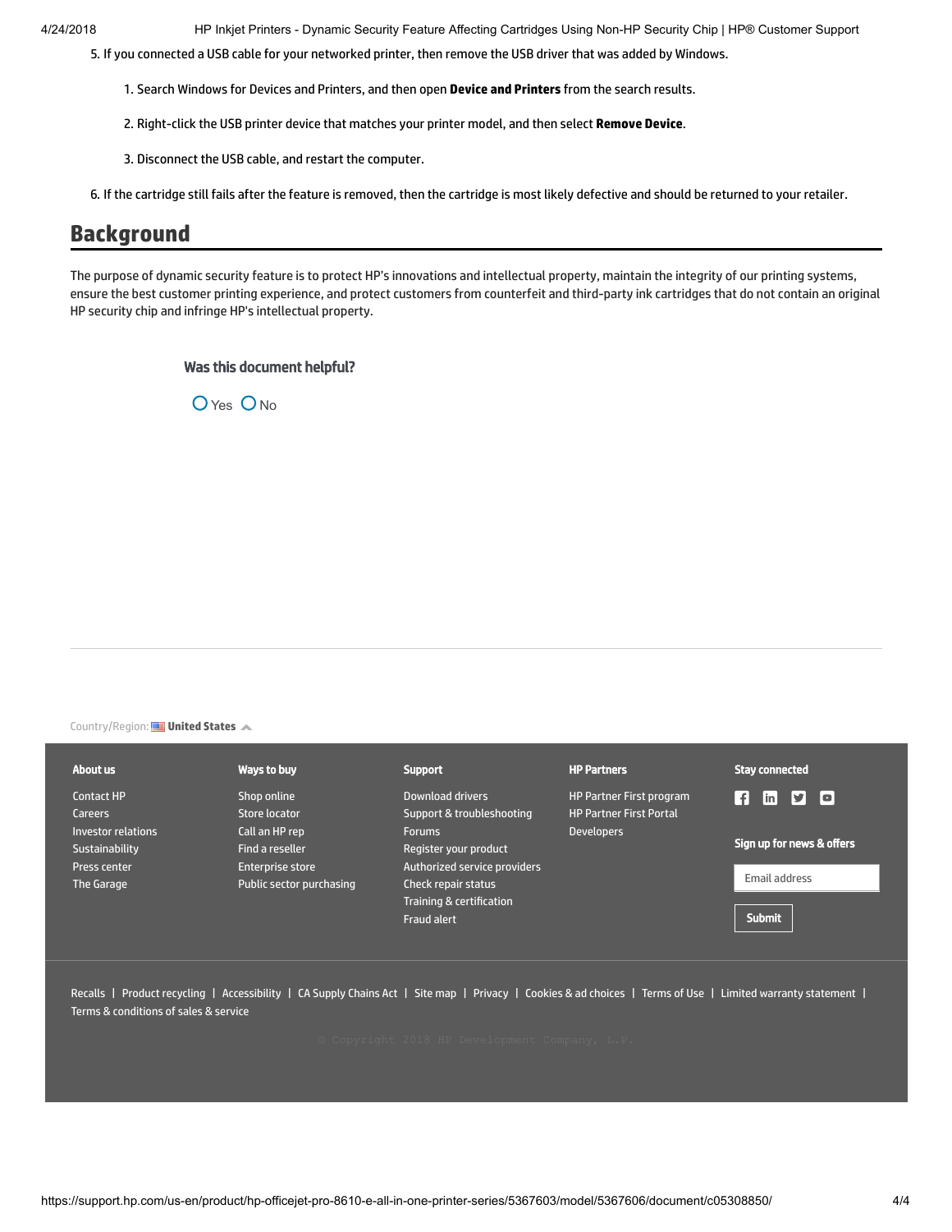5. If you connected a USB cable for your networked printer, then remove the USB driver that was added by Windows.

    1. Search Windows for Devices and Printers, and then open **Device and Printers** from the search results.

    2. Right-click the USB printer device that matches your printer model, and then select **Remove Device**.

    3. Disconnect the USB cable, and restart the computer.

6. If the cartridge still fails after the feature is removed, then the cartridge is most likely defective and should be returned to your retailer.

## Background

The purpose of dynamic security feature is to protect HP's innovations and intellectual property, maintain the integrity of our printing systems, ensure the best customer printing experience, and protect customers from counterfeit and third-party ink cartridges that do not contain an original HP security chip and infringe HP's intellectual property.

**Was this document helpful?**

Yes No

Country/Region: **United States**

**About us**

Contact HP
Careers
Investor relations
Sustainability
Press center
The Garage

**Ways to buy**

Shop online
Store locator
Call an HP rep
Find a reseller
Enterprise store
Public sector purchasing

**Support**

Download drivers
Support & troubleshooting
Forums
Register your product
Authorized service providers
Check repair status
Training & certification
Fraud alert

**HP Partners**

HP Partner First program
HP Partner First Portal
Developers

**Stay connected**

**Sign up for news & offers**

Email address

Submit

Recalls | Product recycling | Accessibility | CA Supply Chains Act | Site map | Privacy | Cookies & ad choices | Terms of Use | Limited warranty statement | Terms & conditions of sales & service

© Copyright 2018 HP Development Company, L.P.